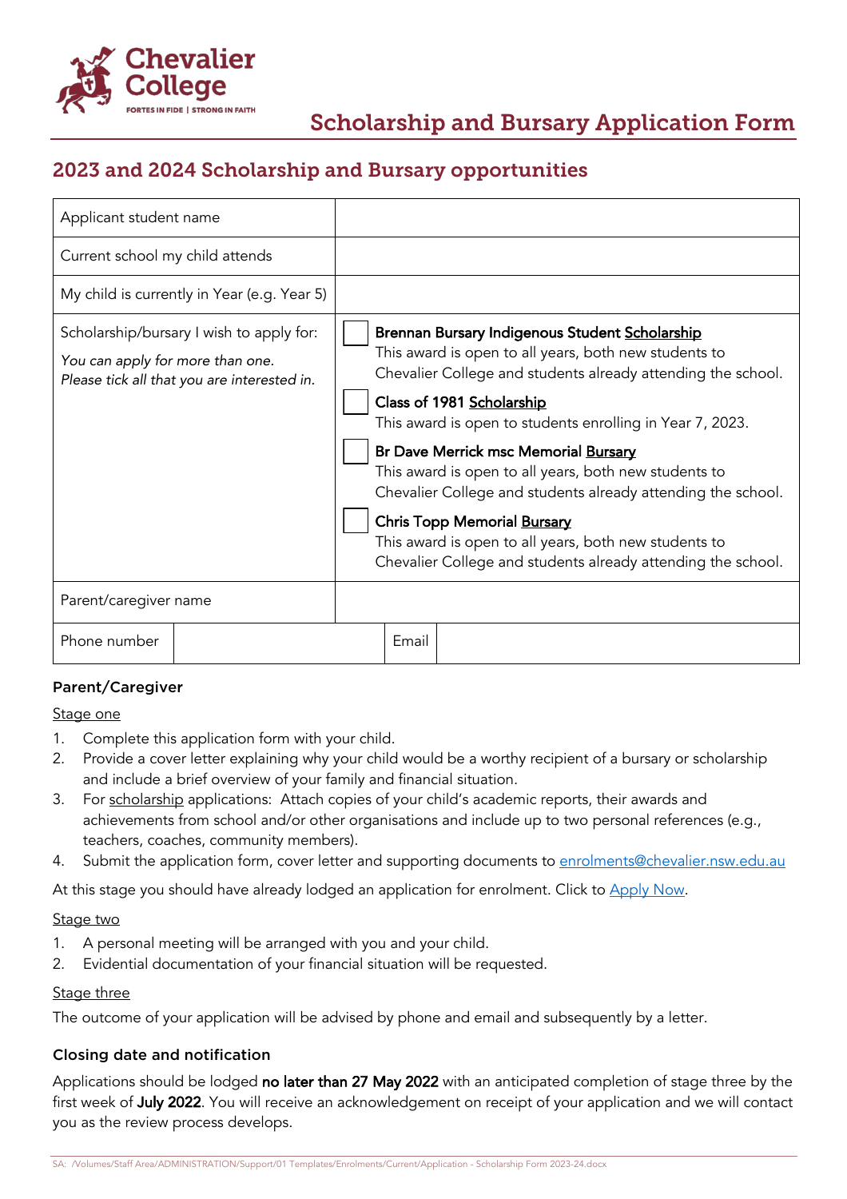Chevalier College

FORTES IN FIDE | STRONG IN FAITH

# Scholarship and Bursary Application Form

## 2023 and 2024 Scholarship and Bursary opportunities

| | | | |
|---|---|---|---|
| Applicant student name | | | |
| Current school my child attends | | | |
| My child is currently in Year (e.g. Year 5) | | | |
| Scholarship/bursary I wish to apply for: *You can apply for more than one. Please tick all that you are interested in.* | ☐ **Brennan Bursary Indigenous Student Scholarship** This award is open to all years, both new students to Chevalier College and students already attending the school. ☐ **Class of 1981 Scholarship** This award is open to students enrolling in Year 7, 2023. ☐ **Br Dave Merrick msc Memorial Bursary** This award is open to all years, both new students to Chevalier College and students already attending the school. ☐ **Chris Topp Memorial Bursary** This award is open to all years, both new students to Chevalier College and students already attending the school. | | |
| Parent/caregiver name | | | |
| Phone number | | Email | |

### Parent/Caregiver

Stage one

1. Complete this application form with your child.
2. Provide a cover letter explaining why your child would be a worthy recipient of a bursary or scholarship and include a brief overview of your family and financial situation.
3. For scholarship applications: Attach copies of your child's academic reports, their awards and achievements from school and/or other organisations and include up to two personal references (e.g., teachers, coaches, community members).
4. Submit the application form, cover letter and supporting documents to enrolments@chevalier.nsw.edu.au

At this stage you should have already lodged an application for enrolment. Click to Apply Now.

Stage two

1. A personal meeting will be arranged with you and your child.
2. Evidential documentation of your financial situation will be requested.

Stage three

The outcome of your application will be advised by phone and email and subsequently by a letter.

### Closing date and notification

Applications should be lodged **no later than 27 May 2022** with an anticipated completion of stage three by the first week of **July 2022**. You will receive an acknowledgement on receipt of your application and we will contact you as the review process develops.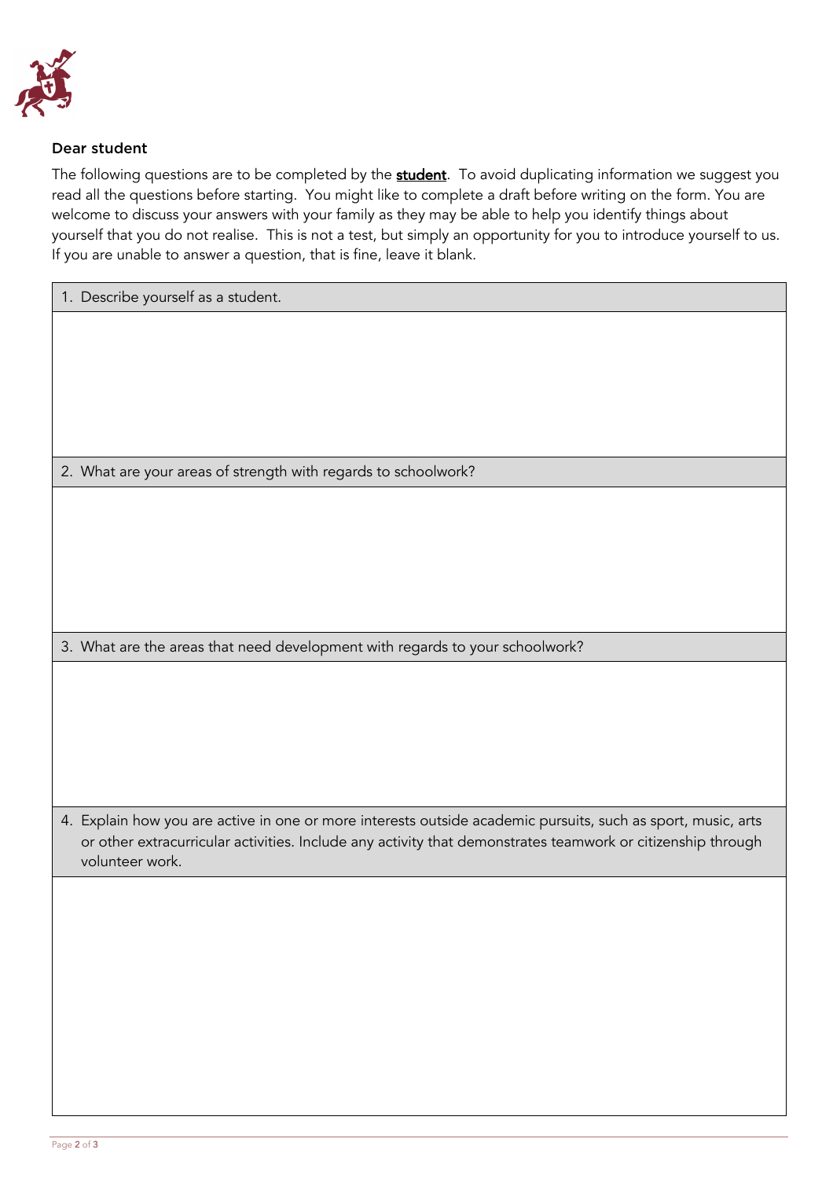**Dear student**

The following questions are to be completed by the **student**. To avoid duplicating information we suggest you read all the questions before starting. You might like to complete a draft before writing on the form. You are welcome to discuss your answers with your family as they may be able to help you identify things about yourself that you do not realise. This is not a test, but simply an opportunity for you to introduce yourself to us. If you are unable to answer a question, that is fine, leave it blank.

| 1. Describe yourself as a student. |
| --- |
| |

| 2. What are your areas of strength with regards to schoolwork? |
| --- |
| |

| 3. What are the areas that need development with regards to your schoolwork? |
| --- |
| |

| 4. Explain how you are active in one or more interests outside academic pursuits, such as sport, music, arts or other extracurricular activities. Include any activity that demonstrates teamwork or citizenship through volunteer work. |
| --- |
| |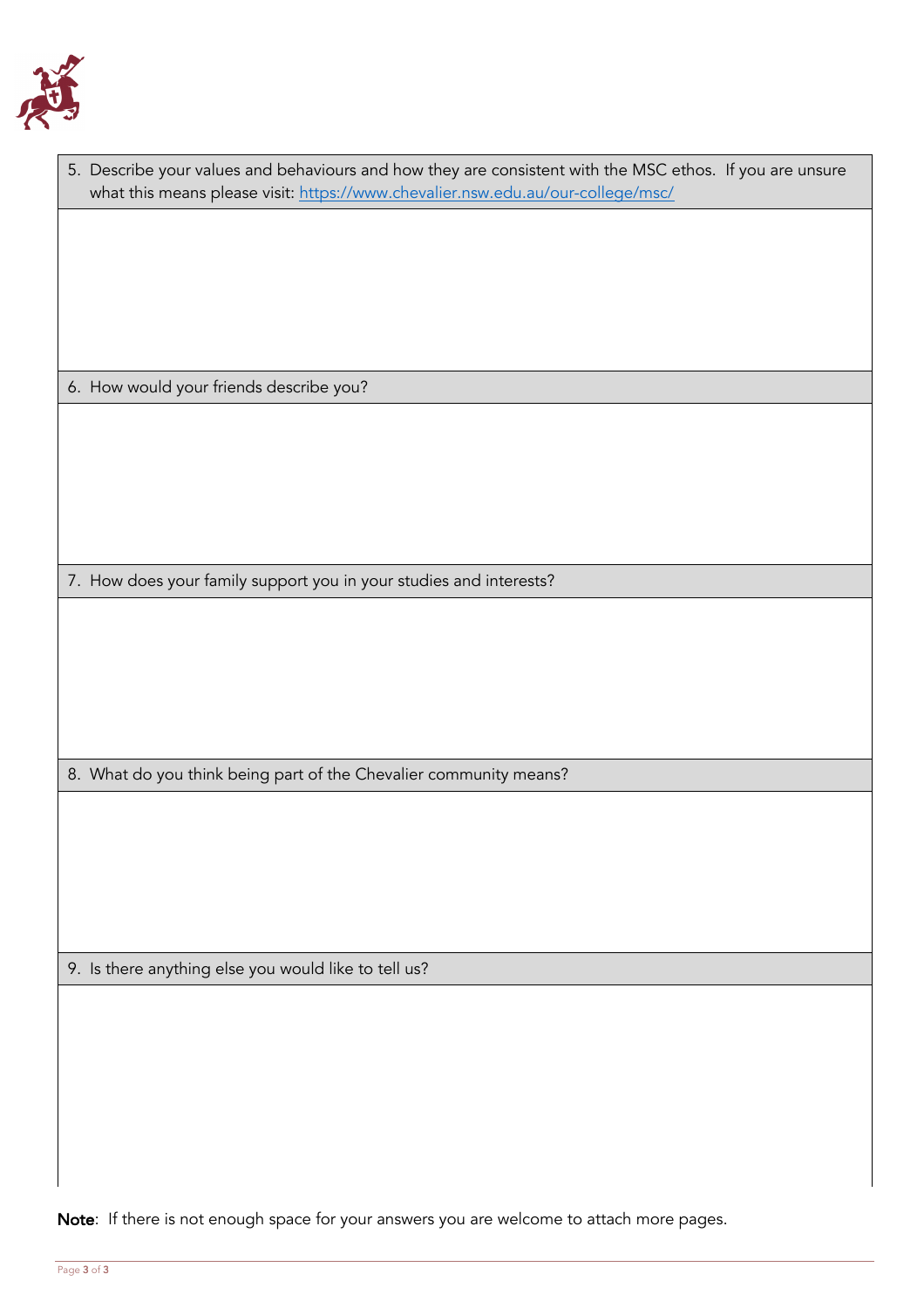5. Describe your values and behaviours and how they are consistent with the MSC ethos. If you are unsure what this means please visit: https://www.chevalier.nsw.edu.au/our-college/msc/

6. How would your friends describe you?

7. How does your family support you in your studies and interests?

8. What do you think being part of the Chevalier community means?

9. Is there anything else you would like to tell us?

**Note**: If there is not enough space for your answers you are welcome to attach more pages.